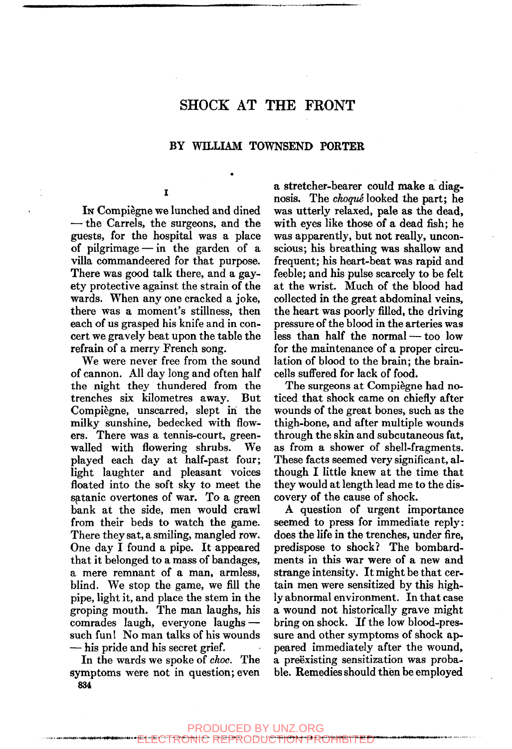# SHOCK AT THE FRONT

## BY WILLIAM TOWNSEND PORTER

### I

In Compiègne we lunched and dined — the Carrels, the surgeons, and the guests, for the hospital was a place of pilgrimage — in the garden of a villa commandeered for that purpose. There was good talk there, and a gayety protective against the strain of the wards. When any one cracked a joke, there was a moment's stillness, then each of us grasped his knife and in concert we gravely beat upon the table the refrain of a merry French song.

We were never free from the sound of cannon. All day long and often half the night they thundered from the trenches six kilometres away. But Compiègne, unscarred, slept in the milky sunshine, bedecked with flowers. There was a tennis-court, green-walled with flowering shrubs. We played each day at half-past four; light laughter and pleasant voices floated into the soft sky to meet the satanic overtones of war. To a green bank at the side, men would crawl from their beds to watch the game. There they sat, a smiling, mangled row. One day I found a pipe. It appeared that it belonged to a mass of bandages, a mere remnant of a man, armless, blind. We stop the game, we fill the pipe, light it, and place the stem in the groping mouth. The man laughs, his comrades laugh, everyone laughs — such fun! No man talks of his wounds — his pride and his secret grief.

In the wards we spoke of *choc*. The symptoms were not in question; even a stretcher-bearer could make a diagnosis. The *choqué* looked the part; he was utterly relaxed, pale as the dead, with eyes like those of a dead fish; he was apparently, but not really, unconscious; his breathing was shallow and frequent; his heart-beat was rapid and feeble; and his pulse scarcely to be felt at the wrist. Much of the blood had collected in the great abdominal veins, the heart was poorly filled, the driving pressure of the blood in the arteries was less than half the normal — too low for the maintenance of a proper circulation of blood to the brain; the brain-cells suffered for lack of food.

The surgeons at Compiègne had noticed that shock came on chiefly after wounds of the great bones, such as the thigh-bone, and after multiple wounds through the skin and subcutaneous fat, as from a shower of shell-fragments. These facts seemed very significant, although I little knew at the time that they would at length lead me to the discovery of the cause of shock.

A question of urgent importance seemed to press for immediate reply: does the life in the trenches, under fire, predispose to shock? The bombardments in this war were of a new and strange intensity. It might be that certain men were sensitized by this highly abnormal environment. In that case a wound not historically grave might bring on shock. If the low blood-pressure and other symptoms of shock appeared immediately after the wound, a preëxisting sensitization was probable. Remedies should then be employed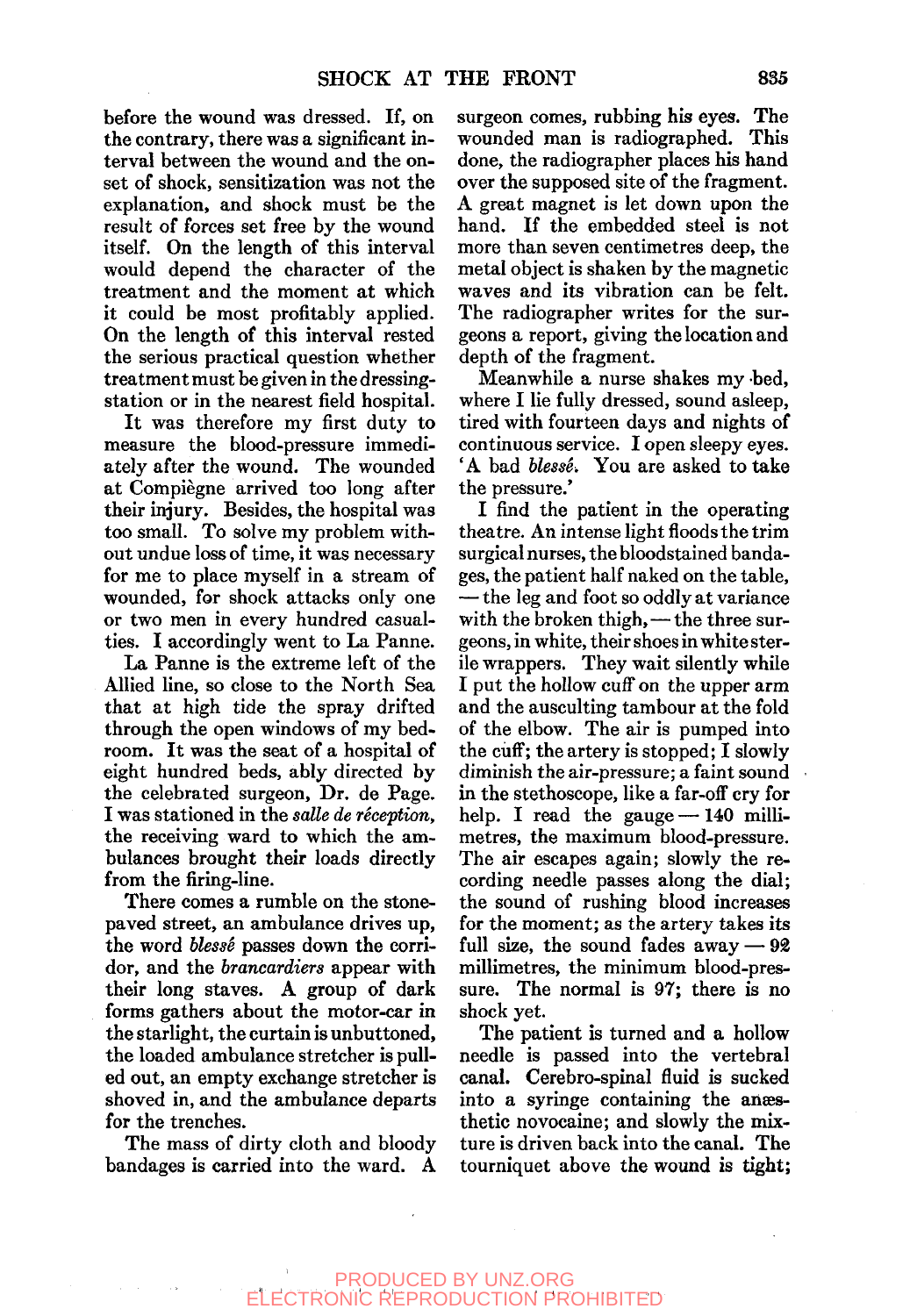before the wound was dressed. If, on the contrary, there was a significant interval between the wound and the onset of shock, sensitization was not the explanation, and shock must be the result of forces set free by the wound itself. On the length of this interval would depend the character of the treatment and the moment at which it could be most profitably applied. On the length of this interval rested the serious practical question whether treatment must be given in the dressing-station or in the nearest field hospital.

It was therefore my first duty to measure the blood-pressure immediately after the wound. The wounded at Compiègne arrived too long after their injury. Besides, the hospital was too small. To solve my problem without undue loss of time, it was necessary for me to place myself in a stream of wounded, for shock attacks only one or two men in every hundred casualties. I accordingly went to La Panne.

La Panne is the extreme left of the Allied line, so close to the North Sea that at high tide the spray drifted through the open windows of my bedroom. It was the seat of a hospital of eight hundred beds, ably directed by the celebrated surgeon, Dr. de Page. I was stationed in the *salle de réception,* the receiving ward to which the ambulances brought their loads directly from the firing-line.

There comes a rumble on the stone-paved street, an ambulance drives up, the word *blessé* passes down the corridor, and the *brancardiers* appear with their long staves. A group of dark forms gathers about the motor-car in the starlight, the curtain is unbuttoned, the loaded ambulance stretcher is pulled out, an empty exchange stretcher is shoved in, and the ambulance departs for the trenches.

The mass of dirty cloth and bloody bandages is carried into the ward. A surgeon comes, rubbing his eyes. The wounded man is radiographed. This done, the radiographer places his hand over the supposed site of the fragment. A great magnet is let down upon the hand. If the embedded steel is not more than seven centimetres deep, the metal object is shaken by the magnetic waves and its vibration can be felt. The radiographer writes for the surgeons a report, giving the location and depth of the fragment.

Meanwhile a nurse shakes my bed, where I lie fully dressed, sound asleep, tired with fourteen days and nights of continuous service. I open sleepy eyes. 'A bad *blessé.* You are asked to take the pressure.'

I find the patient in the operating theatre. An intense light floods the trim surgical nurses, the bloodstained bandages, the patient half naked on the table, — the leg and foot so oddly at variance with the broken thigh, — the three surgeons, in white, their shoes in white sterile wrappers. They wait silently while I put the hollow cuff on the upper arm and the ausculting tambour at the fold of the elbow. The air is pumped into the cuff; the artery is stopped; I slowly diminish the air-pressure; a faint sound in the stethoscope, like a far-off cry for help. I read the gauge — 140 millimetres, the maximum blood-pressure. The air escapes again; slowly the recording needle passes along the dial; the sound of rushing blood increases for the moment; as the artery takes its full size, the sound fades away — 92 millimetres, the minimum blood-pressure. The normal is 97; there is no shock yet.

The patient is turned and a hollow needle is passed into the vertebral canal. Cerebro-spinal fluid is sucked into a syringe containing the anæsthetic novocaine; and slowly the mixture is driven back into the canal. The tourniquet above the wound is tight;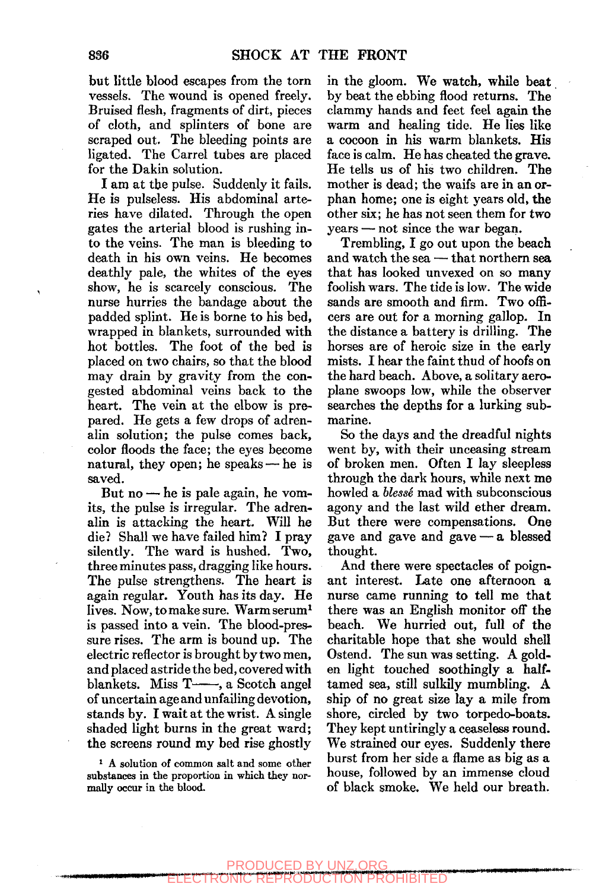but little blood escapes from the torn vessels. The wound is opened freely. Bruised flesh, fragments of dirt, pieces of cloth, and splinters of bone are scraped out. The bleeding points are ligated. The Carrel tubes are placed for the Dakin solution.

I am at the pulse. Suddenly it fails. He is pulseless. His abdominal arteries have dilated. Through the open gates the arterial blood is rushing into the veins. The man is bleeding to death in his own veins. He becomes deathly pale, the whites of the eyes show, he is scarcely conscious. The nurse hurries the bandage about the padded splint. He is borne to his bed, wrapped in blankets, surrounded with hot bottles. The foot of the bed is placed on two chairs, so that the blood may drain by gravity from the congested abdominal veins back to the heart. The vein at the elbow is prepared. He gets a few drops of adrenalin solution; the pulse comes back, color floods the face; the eyes become natural, they open; he speaks — he is saved.

But no — he is pale again, he vomits, the pulse is irregular. The adrenalin is attacking the heart. Will he die? Shall we have failed him? I pray silently. The ward is hushed. Two, three minutes pass, dragging like hours. The pulse strengthens. The heart is again regular. Youth has its day. He lives. Now, to make sure. Warm serum[1] is passed into a vein. The blood-pressure rises. The arm is bound up. The electric reflector is brought by two men, and placed astride the bed, covered with blankets. Miss T——, a Scotch angel of uncertain age and unfailing devotion, stands by. I wait at the wrist. A single shaded light burns in the great ward; the screens round my bed rise ghostly in the gloom. We watch, while beat by beat the ebbing flood returns. The clammy hands and feet feel again the warm and healing tide. He lies like a cocoon in his warm blankets. His face is calm. He has cheated the grave. He tells us of his two children. The mother is dead; the waifs are in an orphan home; one is eight years old, the other six; he has not seen them for two years — not since the war began.

Trembling, I go out upon the beach and watch the sea — that northern sea that has looked unvexed on so many foolish wars. The tide is low. The wide sands are smooth and firm. Two officers are out for a morning gallop. In the distance a battery is drilling. The horses are of heroic size in the early mists. I hear the faint thud of hoofs on the hard beach. Above, a solitary aeroplane swoops low, while the observer searches the depths for a lurking submarine.

So the days and the dreadful nights went by, with their unceasing stream of broken men. Often I lay sleepless through the dark hours, while next me howled a *blessé* mad with subconscious agony and the last wild ether dream. But there were compensations. One gave and gave and gave — a blessed thought.

And there were spectacles of poignant interest. Late one afternoon a nurse came running to tell me that there was an English monitor off the beach. We hurried out, full of the charitable hope that she would shell Ostend. The sun was setting. A golden light touched soothingly a half-tamed sea, still sulkily mumbling. A ship of no great size lay a mile from shore, circled by two torpedo-boats. They kept untiringly a ceaseless round. We strained our eyes. Suddenly there burst from her side a flame as big as a house, followed by an immense cloud of black smoke. We held our breath.

[1] A solution of common salt and some other substances in the proportion in which they normally occur in the blood.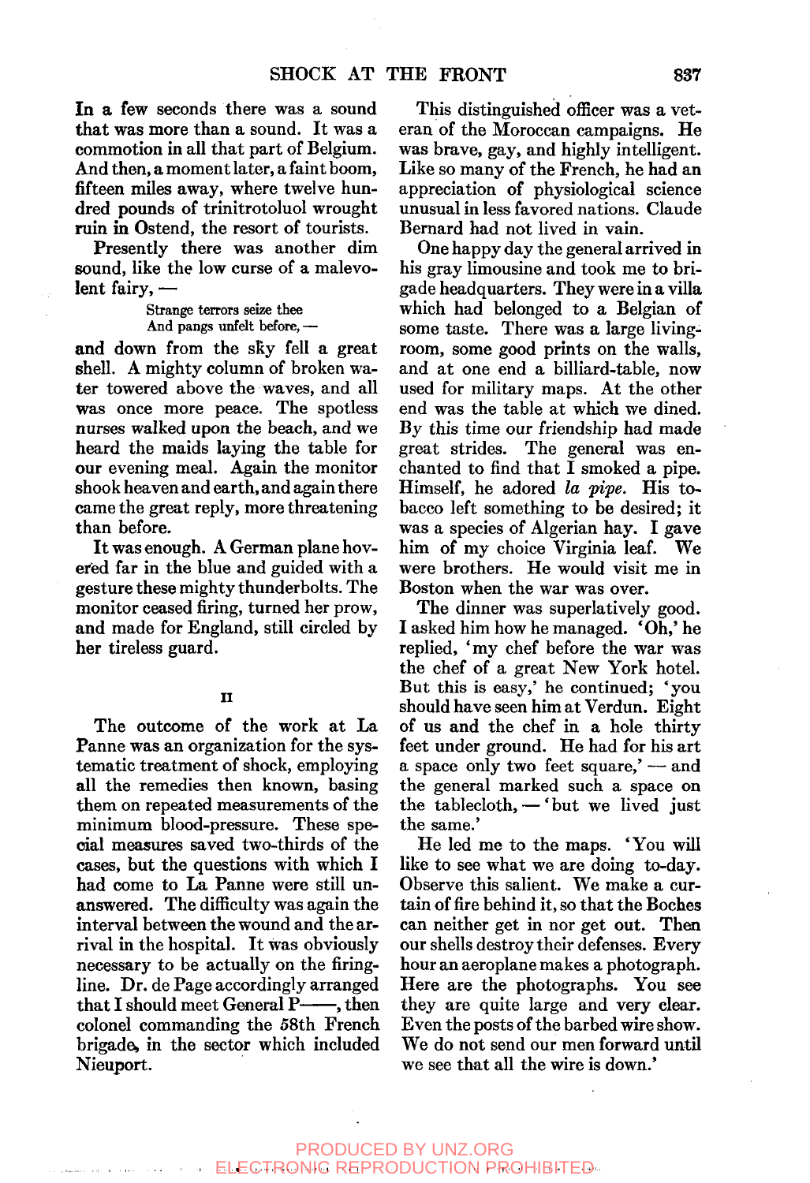In a few seconds there was a sound that was more than a sound. It was a commotion in all that part of Belgium. And then, a moment later, a faint boom, fifteen miles away, where twelve hundred pounds of trinitrotoluol wrought ruin in Ostend, the resort of tourists.

Presently there was another dim sound, like the low curse of a malevolent fairy, —

> Strange terrors seize thee
> And pangs unfelt before, —

and down from the sky fell a great shell. A mighty column of broken water towered above the waves, and all was once more peace. The spotless nurses walked upon the beach, and we heard the maids laying the table for our evening meal. Again the monitor shook heaven and earth, and again there came the great reply, more threatening than before.

It was enough. A German plane hovered far in the blue and guided with a gesture these mighty thunderbolts. The monitor ceased firing, turned her prow, and made for England, still circled by her tireless guard.

## II

The outcome of the work at La Panne was an organization for the systematic treatment of shock, employing all the remedies then known, basing them on repeated measurements of the minimum blood-pressure. These special measures saved two-thirds of the cases, but the questions with which I had come to La Panne were still unanswered. The difficulty was again the interval between the wound and the arrival in the hospital. It was obviously necessary to be actually on the firing-line. Dr. de Page accordingly arranged that I should meet General P——, then colonel commanding the 58th French brigade, in the sector which included Nieuport.

This distinguished officer was a veteran of the Moroccan campaigns. He was brave, gay, and highly intelligent. Like so many of the French, he had an appreciation of physiological science unusual in less favored nations. Claude Bernard had not lived in vain.

One happy day the general arrived in his gray limousine and took me to brigade headquarters. They were in a villa which had belonged to a Belgian of some taste. There was a large living-room, some good prints on the walls, and at one end a billiard-table, now used for military maps. At the other end was the table at which we dined. By this time our friendship had made great strides. The general was enchanted to find that I smoked a pipe. Himself, he adored *la pipe*. His tobacco left something to be desired; it was a species of Algerian hay. I gave him of my choice Virginia leaf. We were brothers. He would visit me in Boston when the war was over.

The dinner was superlatively good. I asked him how he managed. 'Oh,' he replied, 'my chef before the war was the chef of a great New York hotel. But this is easy,' he continued; 'you should have seen him at Verdun. Eight of us and the chef in a hole thirty feet under ground. He had for his art a space only two feet square,' — and the general marked such a space on the tablecloth, — 'but we lived just the same.'

He led me to the maps. 'You will like to see what we are doing to-day. Observe this salient. We make a curtain of fire behind it, so that the Boches can neither get in nor get out. Then our shells destroy their defenses. Every hour an aeroplane makes a photograph. Here are the photographs. You see they are quite large and very clear. Even the posts of the barbed wire show. We do not send our men forward until we see that all the wire is down.'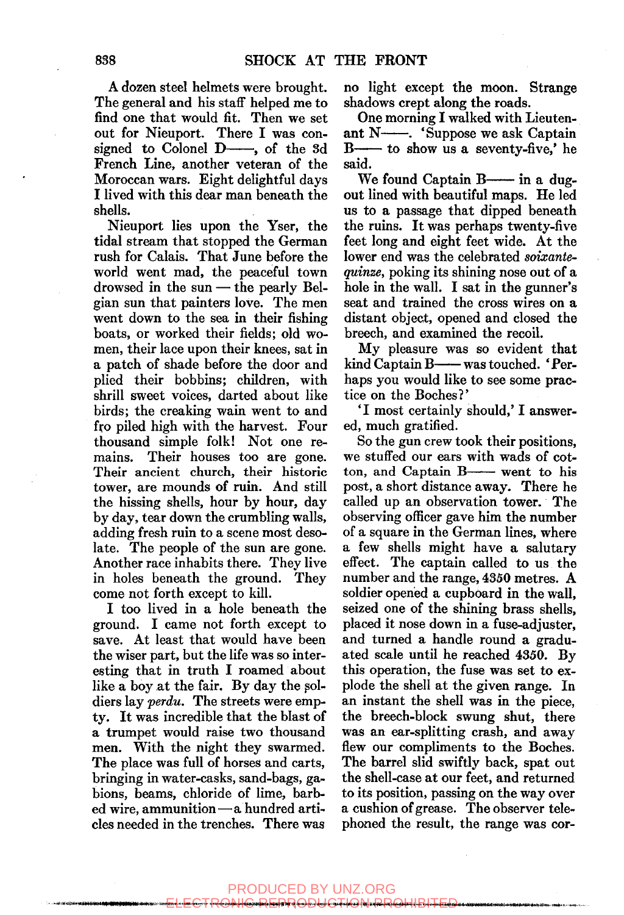A dozen steel helmets were brought. The general and his staff helped me to find one that would fit. Then we set out for Nieuport. There I was consigned to Colonel D——, of the 3d French Line, another veteran of the Moroccan wars. Eight delightful days I lived with this dear man beneath the shells.

Nieuport lies upon the Yser, the tidal stream that stopped the German rush for Calais. That June before the world went mad, the peaceful town drowsed in the sun — the pearly Belgian sun that painters love. The men went down to the sea in their fishing boats, or worked their fields; old women, their lace upon their knees, sat in a patch of shade before the door and plied their bobbins; children, with shrill sweet voices, darted about like birds; the creaking wain went to and fro piled high with the harvest. Four thousand simple folk! Not one remains. Their houses too are gone. Their ancient church, their historic tower, are mounds of ruin. And still the hissing shells, hour by hour, day by day, tear down the crumbling walls, adding fresh ruin to a scene most desolate. The people of the sun are gone. Another race inhabits there. They live in holes beneath the ground. They come not forth except to kill.

I too lived in a hole beneath the ground. I came not forth except to save. At least that would have been the wiser part, but the life was so interesting that in truth I roamed about like a boy at the fair. By day the soldiers lay *perdu*. The streets were empty. It was incredible that the blast of a trumpet would raise two thousand men. With the night they swarmed. The place was full of horses and carts, bringing in water-casks, sand-bags, gabions, beams, chloride of lime, barbed wire, ammunition — a hundred articles needed in the trenches. There was no light except the moon. Strange shadows crept along the roads.

One morning I walked with Lieutenant N——. 'Suppose we ask Captain B—— to show us a seventy-five,' he said.

We found Captain B—— in a dugout lined with beautiful maps. He led us to a passage that dipped beneath the ruins. It was perhaps twenty-five feet long and eight feet wide. At the lower end was the celebrated *soixante-quinze*, poking its shining nose out of a hole in the wall. I sat in the gunner's seat and trained the cross wires on a distant object, opened and closed the breech, and examined the recoil.

My pleasure was so evident that kind Captain B—— was touched. 'Perhaps you would like to see some practice on the Boches?'

'I most certainly should,' I answered, much gratified.

So the gun crew took their positions, we stuffed our ears with wads of cotton, and Captain B—— went to his post, a short distance away. There he called up an observation tower. The observing officer gave him the number of a square in the German lines, where a few shells might have a salutary effect. The captain called to us the number and the range, 4350 metres. A soldier opened a cupboard in the wall, seized one of the shining brass shells, placed it nose down in a fuse-adjuster, and turned a handle round a graduated scale until he reached 4350. By this operation, the fuse was set to explode the shell at the given range. In an instant the shell was in the piece, the breech-block swung shut, there was an ear-splitting crash, and away flew our compliments to the Boches. The barrel slid swiftly back, spat out the shell-case at our feet, and returned to its position, passing on the way over a cushion of grease. The observer telephoned the result, the range was cor-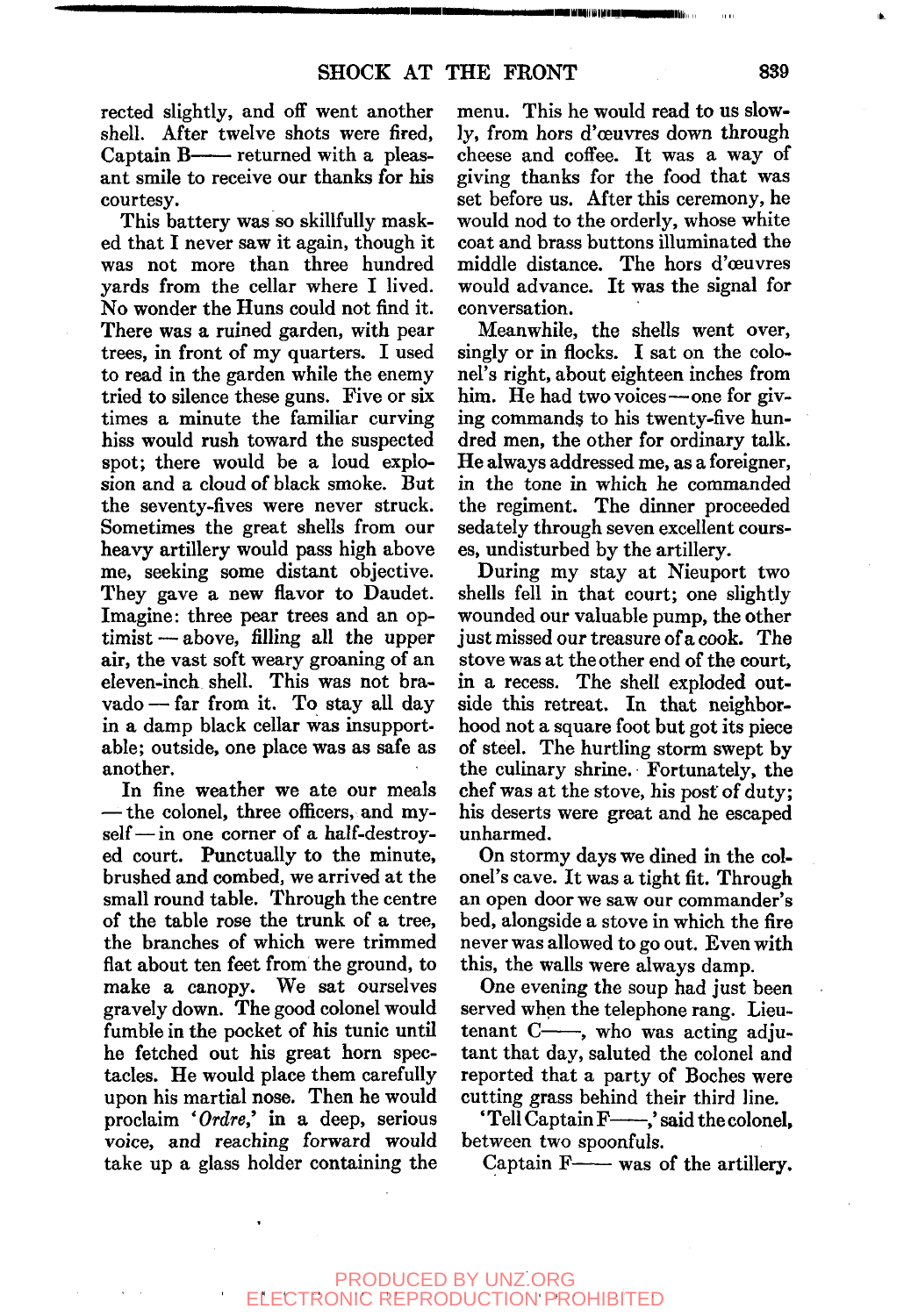rected slightly, and off went another shell. After twelve shots were fired, Captain B—— returned with a pleasant smile to receive our thanks for his courtesy.

This battery was so skillfully masked that I never saw it again, though it was not more than three hundred yards from the cellar where I lived. No wonder the Huns could not find it. There was a ruined garden, with pear trees, in front of my quarters. I used to read in the garden while the enemy tried to silence these guns. Five or six times a minute the familiar curving hiss would rush toward the suspected spot; there would be a loud explosion and a cloud of black smoke. But the seventy-fives were never struck. Sometimes the great shells from our heavy artillery would pass high above me, seeking some distant objective. They gave a new flavor to Daudet. Imagine: three pear trees and an optimist — above, filling all the upper air, the vast soft weary groaning of an eleven-inch shell. This was not bravado — far from it. To stay all day in a damp black cellar was insupportable; outside, one place was as safe as another.

In fine weather we ate our meals — the colonel, three officers, and myself — in one corner of a half-destroyed court. Punctually to the minute, brushed and combed, we arrived at the small round table. Through the centre of the table rose the trunk of a tree, the branches of which were trimmed flat about ten feet from the ground, to make a canopy. We sat ourselves gravely down. The good colonel would fumble in the pocket of his tunic until he fetched out his great horn spectacles. He would place them carefully upon his martial nose. Then he would proclaim '*Ordre*,' in a deep, serious voice, and reaching forward would take up a glass holder containing the menu. This he would read to us slowly, from hors d'œuvres down through cheese and coffee. It was a way of giving thanks for the food that was set before us. After this ceremony, he would nod to the orderly, whose white coat and brass buttons illuminated the middle distance. The hors d'œuvres would advance. It was the signal for conversation.

Meanwhile, the shells went over, singly or in flocks. I sat on the colonel's right, about eighteen inches from him. He had two voices — one for giving commands to his twenty-five hundred men, the other for ordinary talk. He always addressed me, as a foreigner, in the tone in which he commanded the regiment. The dinner proceeded sedately through seven excellent courses, undisturbed by the artillery.

During my stay at Nieuport two shells fell in that court; one slightly wounded our valuable pump, the other just missed our treasure of a cook. The stove was at the other end of the court, in a recess. The shell exploded outside this retreat. In that neighborhood not a square foot but got its piece of steel. The hurtling storm swept by the culinary shrine. Fortunately, the chef was at the stove, his post of duty; his deserts were great and he escaped unharmed.

On stormy days we dined in the colonel's cave. It was a tight fit. Through an open door we saw our commander's bed, alongside a stove in which the fire never was allowed to go out. Even with this, the walls were always damp.

One evening the soup had just been served when the telephone rang. Lieutenant C——, who was acting adjutant that day, saluted the colonel and reported that a party of Boches were cutting grass behind their third line.

'Tell Captain F——,' said the colonel, between two spoonfuls.

Captain F—— was of the artillery.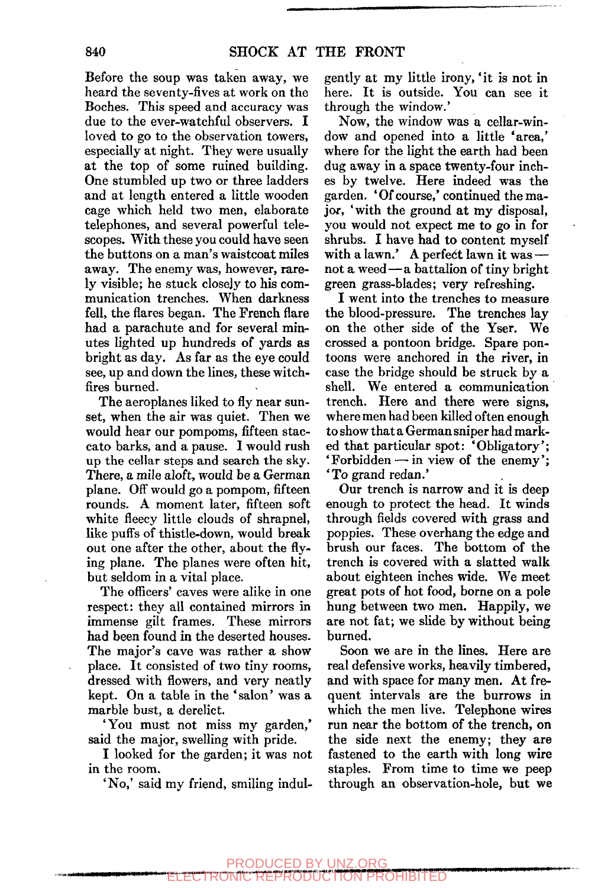Before the soup was taken away, we heard the seventy-fives at work on the Boches. This speed and accuracy was due to the ever-watchful observers. I loved to go to the observation towers, especially at night. They were usually at the top of some ruined building. One stumbled up two or three ladders and at length entered a little wooden cage which held two men, elaborate telephones, and several powerful telescopes. With these you could have seen the buttons on a man's waistcoat miles away. The enemy was, however, rarely visible; he stuck closely to his communication trenches. When darkness fell, the flares began. The French flare had a parachute and for several minutes lighted up hundreds of yards as bright as day. As far as the eye could see, up and down the lines, these witch-fires burned.

The aeroplanes liked to fly near sunset, when the air was quiet. Then we would hear our pompoms, fifteen staccato barks, and a pause. I would rush up the cellar steps and search the sky. There, a mile aloft, would be a German plane. Off would go a pompom, fifteen rounds. A moment later, fifteen soft white fleecy little clouds of shrapnel, like puffs of thistle-down, would break out one after the other, about the flying plane. The planes were often hit, but seldom in a vital place.

The officers' caves were alike in one respect: they all contained mirrors in immense gilt frames. These mirrors had been found in the deserted houses. The major's cave was rather a show place. It consisted of two tiny rooms, dressed with flowers, and very neatly kept. On a table in the 'salon' was a marble bust, a derelict.

'You must not miss my garden,' said the major, swelling with pride.

I looked for the garden; it was not in the room.

'No,' said my friend, smiling indulgently at my little irony, 'it is not in here. It is outside. You can see it through the window.'

Now, the window was a cellar-window and opened into a little 'area,' where for the light the earth had been dug away in a space twenty-four inches by twelve. Here indeed was the garden. 'Of course,' continued the major, 'with the ground at my disposal, you would not expect me to go in for shrubs. I have had to content myself with a lawn.' A perfect lawn it was — not a weed — a battalion of tiny bright green grass-blades; very refreshing.

I went into the trenches to measure the blood-pressure. The trenches lay on the other side of the Yser. We crossed a pontoon bridge. Spare pontoons were anchored in the river, in case the bridge should be struck by a shell. We entered a communication trench. Here and there were signs, where men had been killed often enough to show that a German sniper had marked that particular spot: 'Obligatory'; 'Forbidden — in view of the enemy'; 'To grand redan.'

Our trench is narrow and it is deep enough to protect the head. It winds through fields covered with grass and poppies. These overhang the edge and brush our faces. The bottom of the trench is covered with a slatted walk about eighteen inches wide. We meet great pots of hot food, borne on a pole hung between two men. Happily, we are not fat; we slide by without being burned.

Soon we are in the lines. Here are real defensive works, heavily timbered, and with space for many men. At frequent intervals are the burrows in which the men live. Telephone wires run near the bottom of the trench, on the side next the enemy; they are fastened to the earth with long wire staples. From time to time we peep through an observation-hole, but we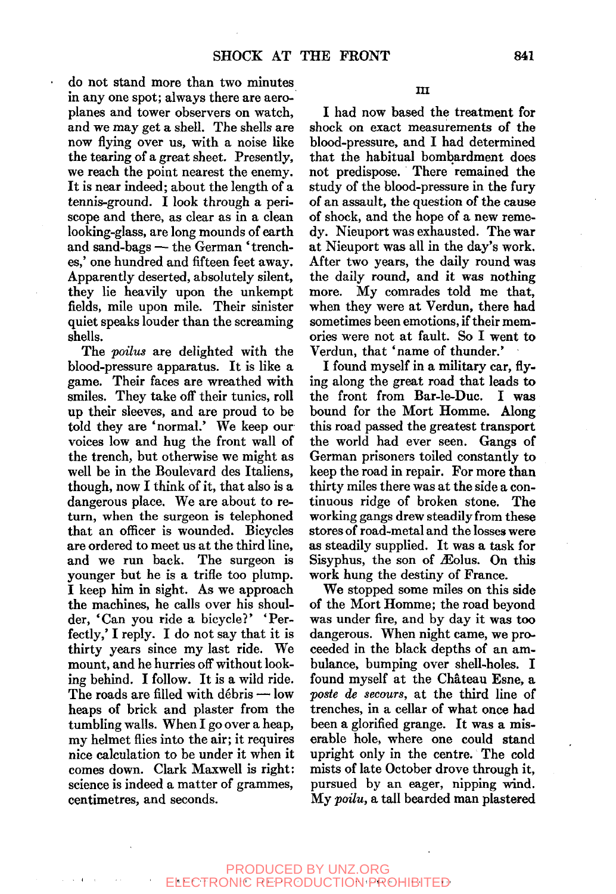do not stand more than two minutes in any one spot; always there are aeroplanes and tower observers on watch, and we may get a shell. The shells are now flying over us, with a noise like the tearing of a great sheet. Presently, we reach the point nearest the enemy. It is near indeed; about the length of a tennis-ground. I look through a periscope and there, as clear as in a clean looking-glass, are long mounds of earth and sand-bags — the German 'trenches,' one hundred and fifteen feet away. Apparently deserted, absolutely silent, they lie heavily upon the unkempt fields, mile upon mile. Their sinister quiet speaks louder than the screaming shells.

The *poilus* are delighted with the blood-pressure apparatus. It is like a game. Their faces are wreathed with smiles. They take off their tunics, roll up their sleeves, and are proud to be told they are 'normal.' We keep our voices low and hug the front wall of the trench, but otherwise we might as well be in the Boulevard des Italiens, though, now I think of it, that also is a dangerous place. We are about to return, when the surgeon is telephoned that an officer is wounded. Bicycles are ordered to meet us at the third line, and we run back. The surgeon is younger but he is a trifle too plump. I keep him in sight. As we approach the machines, he calls over his shoulder, 'Can you ride a bicycle?' 'Perfectly,' I reply. I do not say that it is thirty years since my last ride. We mount, and he hurries off without looking behind. I follow. It is a wild ride. The roads are filled with débris — low heaps of brick and plaster from the tumbling walls. When I go over a heap, my helmet flies into the air; it requires nice calculation to be under it when it comes down. Clark Maxwell is right: science is indeed a matter of grammes, centimetres, and seconds.

## III

I had now based the treatment for shock on exact measurements of the blood-pressure, and I had determined that the habitual bombardment does not predispose. There remained the study of the blood-pressure in the fury of an assault, the question of the cause of shock, and the hope of a new remedy. Nieuport was exhausted. The war at Nieuport was all in the day's work. After two years, the daily round was the daily round, and it was nothing more. My comrades told me that, when they were at Verdun, there had sometimes been emotions, if their memories were not at fault. So I went to Verdun, that 'name of thunder.'

I found myself in a military car, flying along the great road that leads to the front from Bar-le-Duc. I was bound for the Mort Homme. Along this road passed the greatest transport the world had ever seen. Gangs of German prisoners toiled constantly to keep the road in repair. For more than thirty miles there was at the side a continuous ridge of broken stone. The working gangs drew steadily from these stores of road-metal and the losses were as steadily supplied. It was a task for Sisyphus, the son of Æolus. On this work hung the destiny of France.

We stopped some miles on this side of the Mort Homme; the road beyond was under fire, and by day it was too dangerous. When night came, we proceeded in the black depths of an ambulance, bumping over shell-holes. I found myself at the Château Esne, a *poste de secours*, at the third line of trenches, in a cellar of what once had been a glorified grange. It was a miserable hole, where one could stand upright only in the centre. The cold mists of late October drove through it, pursued by an eager, nipping wind. My *poilu*, a tall bearded man plastered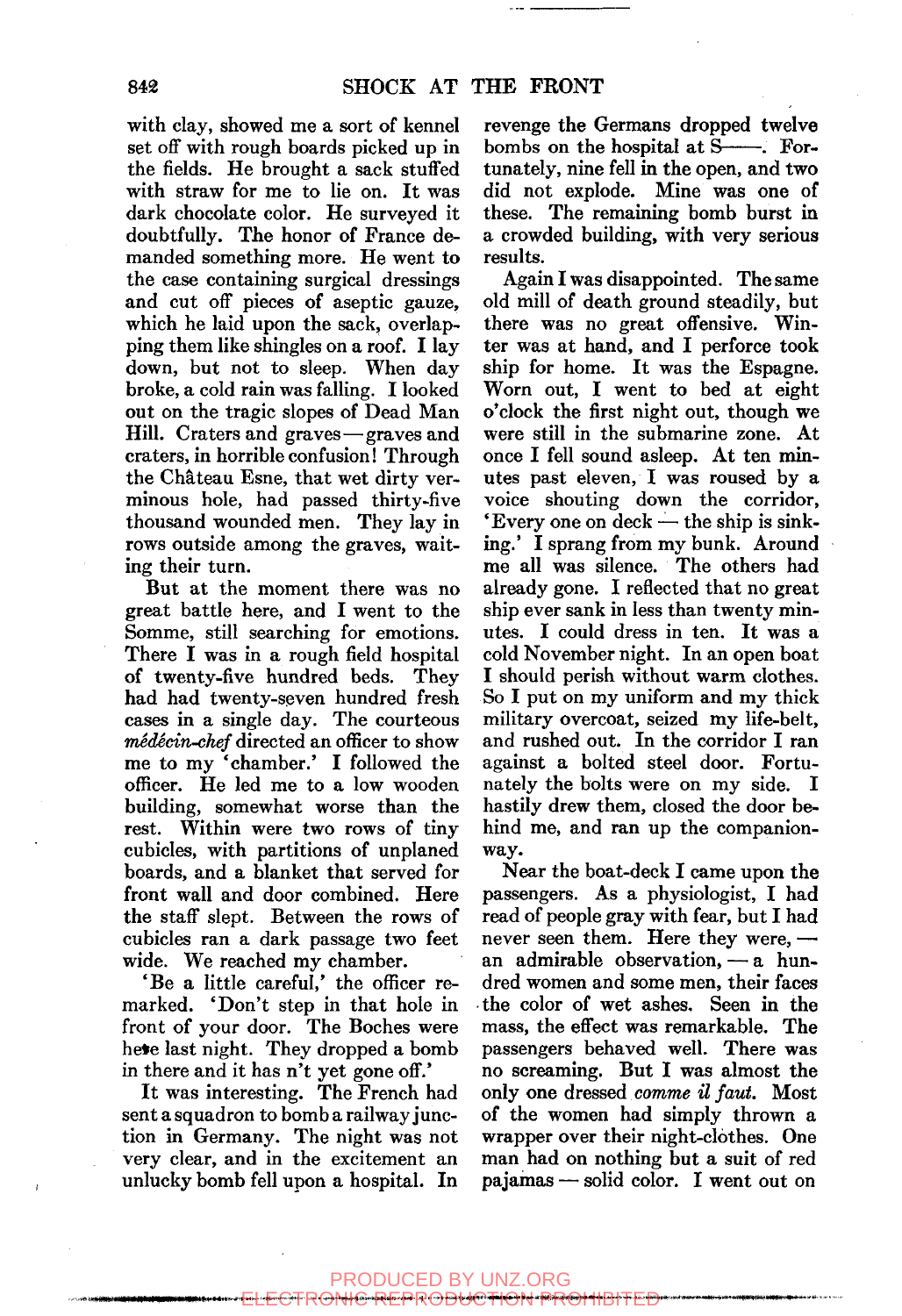with clay, showed me a sort of kennel set off with rough boards picked up in the fields. He brought a sack stuffed with straw for me to lie on. It was dark chocolate color. He surveyed it doubtfully. The honor of France demanded something more. He went to the case containing surgical dressings and cut off pieces of aseptic gauze, which he laid upon the sack, overlapping them like shingles on a roof. I lay down, but not to sleep. When day broke, a cold rain was falling. I looked out on the tragic slopes of Dead Man Hill. Craters and graves—graves and craters, in horrible confusion! Through the Château Esne, that wet dirty verminous hole, had passed thirty-five thousand wounded men. They lay in rows outside among the graves, waiting their turn.

But at the moment there was no great battle here, and I went to the Somme, still searching for emotions. There I was in a rough field hospital of twenty-five hundred beds. They had had twenty-seven hundred fresh cases in a single day. The courteous *médécin-chef* directed an officer to show me to my 'chamber.' I followed the officer. He led me to a low wooden building, somewhat worse than the rest. Within were two rows of tiny cubicles, with partitions of unplaned boards, and a blanket that served for front wall and door combined. Here the staff slept. Between the rows of cubicles ran a dark passage two feet wide. We reached my chamber.

'Be a little careful,' the officer remarked. 'Don't step in that hole in front of your door. The Boches were here last night. They dropped a bomb in there and it has n't yet gone off.'

It was interesting. The French had sent a squadron to bomb a railway junction in Germany. The night was not very clear, and in the excitement an unlucky bomb fell upon a hospital. In revenge the Germans dropped twelve bombs on the hospital at S——. Fortunately, nine fell in the open, and two did not explode. Mine was one of these. The remaining bomb burst in a crowded building, with very serious results.

Again I was disappointed. The same old mill of death ground steadily, but there was no great offensive. Winter was at hand, and I perforce took ship for home. It was the Espagne. Worn out, I went to bed at eight o'clock the first night out, though we were still in the submarine zone. At once I fell sound asleep. At ten minutes past eleven, I was roused by a voice shouting down the corridor, 'Every one on deck — the ship is sinking.' I sprang from my bunk. Around me all was silence. The others had already gone. I reflected that no great ship ever sank in less than twenty minutes. I could dress in ten. It was a cold November night. In an open boat I should perish without warm clothes. So I put on my uniform and my thick military overcoat, seized my life-belt, and rushed out. In the corridor I ran against a bolted steel door. Fortunately the bolts were on my side. I hastily drew them, closed the door behind me, and ran up the companionway.

Near the boat-deck I came upon the passengers. As a physiologist, I had read of people gray with fear, but I had never seen them. Here they were, — an admirable observation, — a hundred women and some men, their faces the color of wet ashes. Seen in the mass, the effect was remarkable. The passengers behaved well. There was no screaming. But I was almost the only one dressed *comme il faut*. Most of the women had simply thrown a wrapper over their night-clothes. One man had on nothing but a suit of red pajamas — solid color. I went out on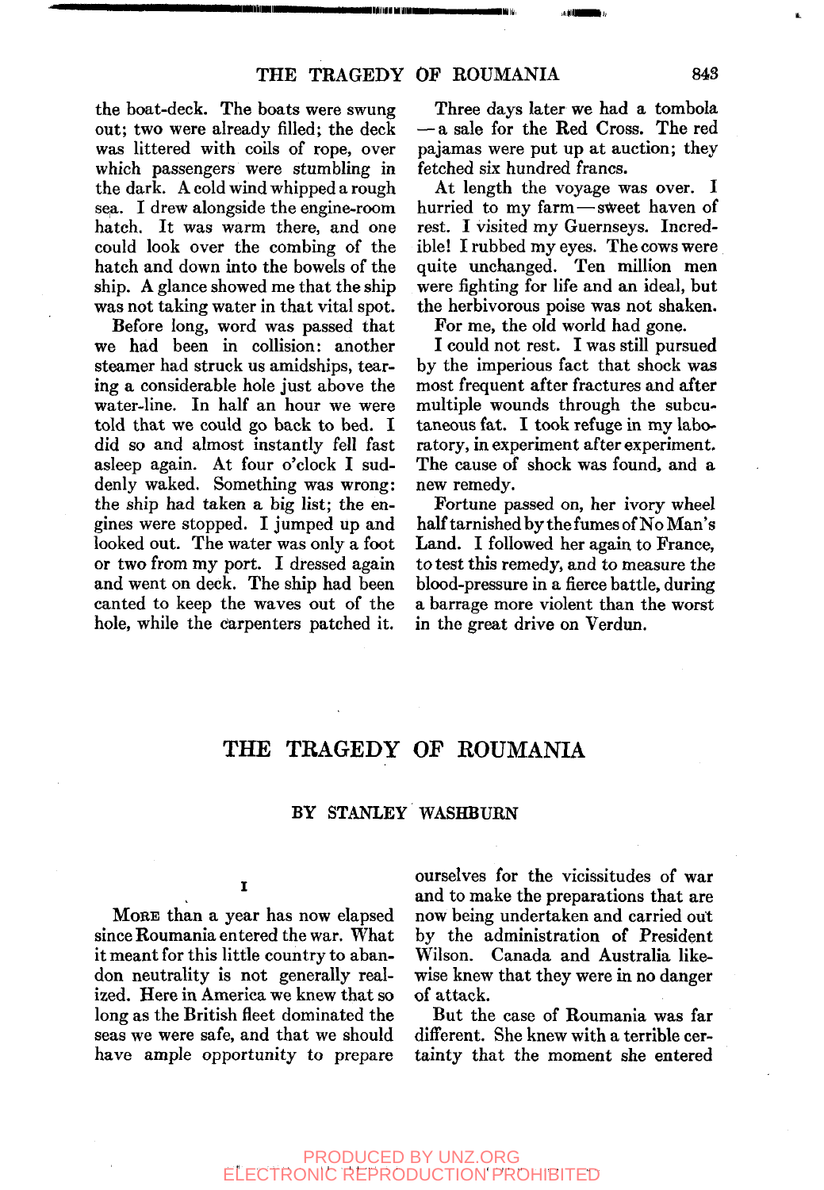the boat-deck. The boats were swung out; two were already filled; the deck was littered with coils of rope, over which passengers were stumbling in the dark. A cold wind whipped a rough sea. I drew alongside the engine-room hatch. It was warm there, and one could look over the combing of the hatch and down into the bowels of the ship. A glance showed me that the ship was not taking water in that vital spot.

Before long, word was passed that we had been in collision: another steamer had struck us amidships, tearing a considerable hole just above the water-line. In half an hour we were told that we could go back to bed. I did so and almost instantly fell fast asleep again. At four o'clock I suddenly waked. Something was wrong: the ship had taken a big list; the engines were stopped. I jumped up and looked out. The water was only a foot or two from my port. I dressed again and went on deck. The ship had been canted to keep the waves out of the hole, while the carpenters patched it.

Three days later we had a tombola —a sale for the Red Cross. The red pajamas were put up at auction; they fetched six hundred francs.

At length the voyage was over. I hurried to my farm—sweet haven of rest. I visited my Guernseys. Incredible! I rubbed my eyes. The cows were quite unchanged. Ten million men were fighting for life and an ideal, but the herbivorous poise was not shaken.

For me, the old world had gone.

I could not rest. I was still pursued by the imperious fact that shock was most frequent after fractures and after multiple wounds through the subcutaneous fat. I took refuge in my laboratory, in experiment after experiment. The cause of shock was found, and a new remedy.

Fortune passed on, her ivory wheel half tarnished by the fumes of No Man's Land. I followed her again to France, to test this remedy, and to measure the blood-pressure in a fierce battle, during a barrage more violent than the worst in the great drive on Verdun.

# THE TRAGEDY OF ROUMANIA

### BY STANLEY WASHBURN

## I

More than a year has now elapsed since Roumania entered the war. What it meant for this little country to abandon neutrality is not generally realized. Here in America we knew that so long as the British fleet dominated the seas we were safe, and that we should have ample opportunity to prepare ourselves for the vicissitudes of war and to make the preparations that are now being undertaken and carried out by the administration of President Wilson. Canada and Australia likewise knew that they were in no danger of attack.

But the case of Roumania was far different. She knew with a terrible certainty that the moment she entered